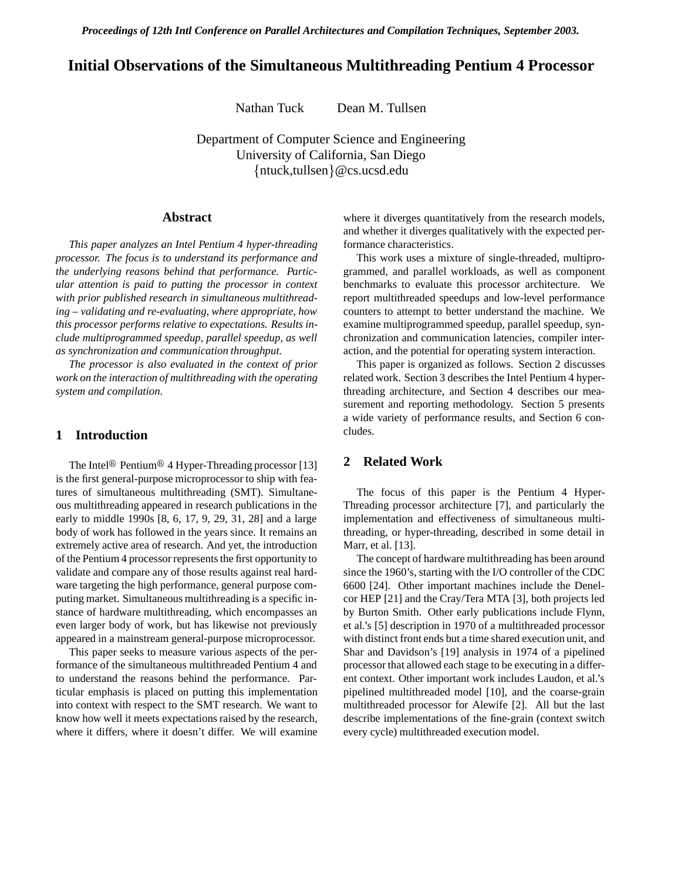*Proceedings of 12th Intl Conference on Parallel Architectures and Compilation Techniques, September 2003.*

# Initial Observations of the Simultaneous Multithreading Pentium 4 Processor

Nathan Tuck    Dean M. Tullsen

Department of Computer Science and Engineering
University of California, San Diego
{ntuck,tullsen}@cs.ucsd.edu

## Abstract

*This paper analyzes an Intel Pentium 4 hyper-threading processor. The focus is to understand its performance and the underlying reasons behind that performance. Particular attention is paid to putting the processor in context with prior published research in simultaneous multithreading – validating and re-evaluating, where appropriate, how this processor performs relative to expectations. Results include multiprogrammed speedup, parallel speedup, as well as synchronization and communication throughput.*

*The processor is also evaluated in the context of prior work on the interaction of multithreading with the operating system and compilation.*

## 1 Introduction

The Intel® Pentium® 4 Hyper-Threading processor [13] is the first general-purpose microprocessor to ship with features of simultaneous multithreading (SMT). Simultaneous multithreading appeared in research publications in the early to middle 1990s [8, 6, 17, 9, 29, 31, 28] and a large body of work has followed in the years since. It remains an extremely active area of research. And yet, the introduction of the Pentium 4 processor represents the first opportunity to validate and compare any of those results against real hardware targeting the high performance, general purpose computing market. Simultaneous multithreading is a specific instance of hardware multithreading, which encompasses an even larger body of work, but has likewise not previously appeared in a mainstream general-purpose microprocessor.

This paper seeks to measure various aspects of the performance of the simultaneous multithreaded Pentium 4 and to understand the reasons behind the performance. Particular emphasis is placed on putting this implementation into context with respect to the SMT research. We want to know how well it meets expectations raised by the research, where it differs, where it doesn't differ. We will examine where it diverges quantitatively from the research models, and whether it diverges qualitatively with the expected performance characteristics.

This work uses a mixture of single-threaded, multiprogrammed, and parallel workloads, as well as component benchmarks to evaluate this processor architecture. We report multithreaded speedups and low-level performance counters to attempt to better understand the machine. We examine multiprogrammed speedup, parallel speedup, synchronization and communication latencies, compiler interaction, and the potential for operating system interaction.

This paper is organized as follows. Section 2 discusses related work. Section 3 describes the Intel Pentium 4 hyper-threading architecture, and Section 4 describes our measurement and reporting methodology. Section 5 presents a wide variety of performance results, and Section 6 concludes.

## 2 Related Work

The focus of this paper is the Pentium 4 Hyper-Threading processor architecture [7], and particularly the implementation and effectiveness of simultaneous multithreading, or hyper-threading, described in some detail in Marr, et al. [13].

The concept of hardware multithreading has been around since the 1960's, starting with the I/O controller of the CDC 6600 [24]. Other important machines include the Denelcor HEP [21] and the Cray/Tera MTA [3], both projects led by Burton Smith. Other early publications include Flynn, et al.'s [5] description in 1970 of a multithreaded processor with distinct front ends but a time shared execution unit, and Shar and Davidson's [19] analysis in 1974 of a pipelined processor that allowed each stage to be executing in a different context. Other important work includes Laudon, et al.'s pipelined multithreaded model [10], and the coarse-grain multithreaded processor for Alewife [2]. All but the last describe implementations of the fine-grain (context switch every cycle) multithreaded execution model.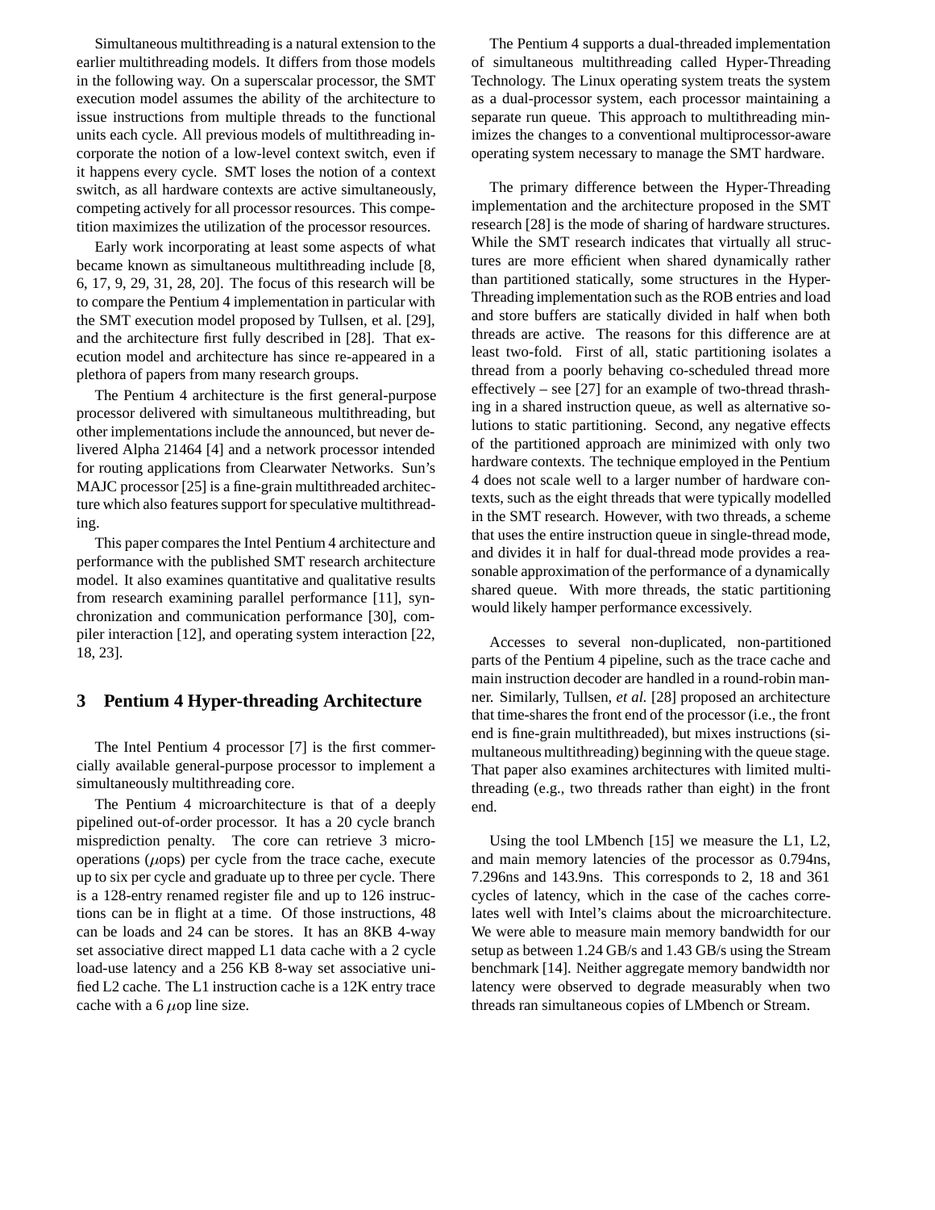Simultaneous multithreading is a natural extension to the earlier multithreading models. It differs from those models in the following way. On a superscalar processor, the SMT execution model assumes the ability of the architecture to issue instructions from multiple threads to the functional units each cycle. All previous models of multithreading incorporate the notion of a low-level context switch, even if it happens every cycle. SMT loses the notion of a context switch, as all hardware contexts are active simultaneously, competing actively for all processor resources. This competition maximizes the utilization of the processor resources.

Early work incorporating at least some aspects of what became known as simultaneous multithreading include [8, 6, 17, 9, 29, 31, 28, 20]. The focus of this research will be to compare the Pentium 4 implementation in particular with the SMT execution model proposed by Tullsen, et al. [29], and the architecture first fully described in [28]. That execution model and architecture has since re-appeared in a plethora of papers from many research groups.

The Pentium 4 architecture is the first general-purpose processor delivered with simultaneous multithreading, but other implementations include the announced, but never delivered Alpha 21464 [4] and a network processor intended for routing applications from Clearwater Networks. Sun's MAJC processor [25] is a fine-grain multithreaded architecture which also features support for speculative multithreading.

This paper compares the Intel Pentium 4 architecture and performance with the published SMT research architecture model. It also examines quantitative and qualitative results from research examining parallel performance [11], synchronization and communication performance [30], compiler interaction [12], and operating system interaction [22, 18, 23].

## 3 Pentium 4 Hyper-threading Architecture

The Intel Pentium 4 processor [7] is the first commercially available general-purpose processor to implement a simultaneously multithreading core.

The Pentium 4 microarchitecture is that of a deeply pipelined out-of-order processor. It has a 20 cycle branch misprediction penalty. The core can retrieve 3 micro-operations ($\mu$ops) per cycle from the trace cache, execute up to six per cycle and graduate up to three per cycle. There is a 128-entry renamed register file and up to 126 instructions can be in flight at a time. Of those instructions, 48 can be loads and 24 can be stores. It has an 8KB 4-way set associative direct mapped L1 data cache with a 2 cycle load-use latency and a 256 KB 8-way set associative unified L2 cache. The L1 instruction cache is a 12K entry trace cache with a 6 $\mu$op line size.

The Pentium 4 supports a dual-threaded implementation of simultaneous multithreading called Hyper-Threading Technology. The Linux operating system treats the system as a dual-processor system, each processor maintaining a separate run queue. This approach to multithreading minimizes the changes to a conventional multiprocessor-aware operating system necessary to manage the SMT hardware.

The primary difference between the Hyper-Threading implementation and the architecture proposed in the SMT research [28] is the mode of sharing of hardware structures. While the SMT research indicates that virtually all structures are more efficient when shared dynamically rather than partitioned statically, some structures in the Hyper-Threading implementation such as the ROB entries and load and store buffers are statically divided in half when both threads are active. The reasons for this difference are at least two-fold. First of all, static partitioning isolates a thread from a poorly behaving co-scheduled thread more effectively – see [27] for an example of two-thread thrashing in a shared instruction queue, as well as alternative solutions to static partitioning. Second, any negative effects of the partitioned approach are minimized with only two hardware contexts. The technique employed in the Pentium 4 does not scale well to a larger number of hardware contexts, such as the eight threads that were typically modelled in the SMT research. However, with two threads, a scheme that uses the entire instruction queue in single-thread mode, and divides it in half for dual-thread mode provides a reasonable approximation of the performance of a dynamically shared queue. With more threads, the static partitioning would likely hamper performance excessively.

Accesses to several non-duplicated, non-partitioned parts of the Pentium 4 pipeline, such as the trace cache and main instruction decoder are handled in a round-robin manner. Similarly, Tullsen, *et al.* [28] proposed an architecture that time-shares the front end of the processor (i.e., the front end is fine-grain multithreaded), but mixes instructions (simultaneous multithreading) beginning with the queue stage. That paper also examines architectures with limited multithreading (e.g., two threads rather than eight) in the front end.

Using the tool LMbench [15] we measure the L1, L2, and main memory latencies of the processor as 0.794ns, 7.296ns and 143.9ns. This corresponds to 2, 18 and 361 cycles of latency, which in the case of the caches correlates well with Intel's claims about the microarchitecture. We were able to measure main memory bandwidth for our setup as between 1.24 GB/s and 1.43 GB/s using the Stream benchmark [14]. Neither aggregate memory bandwidth nor latency were observed to degrade measurably when two threads ran simultaneous copies of LMbench or Stream.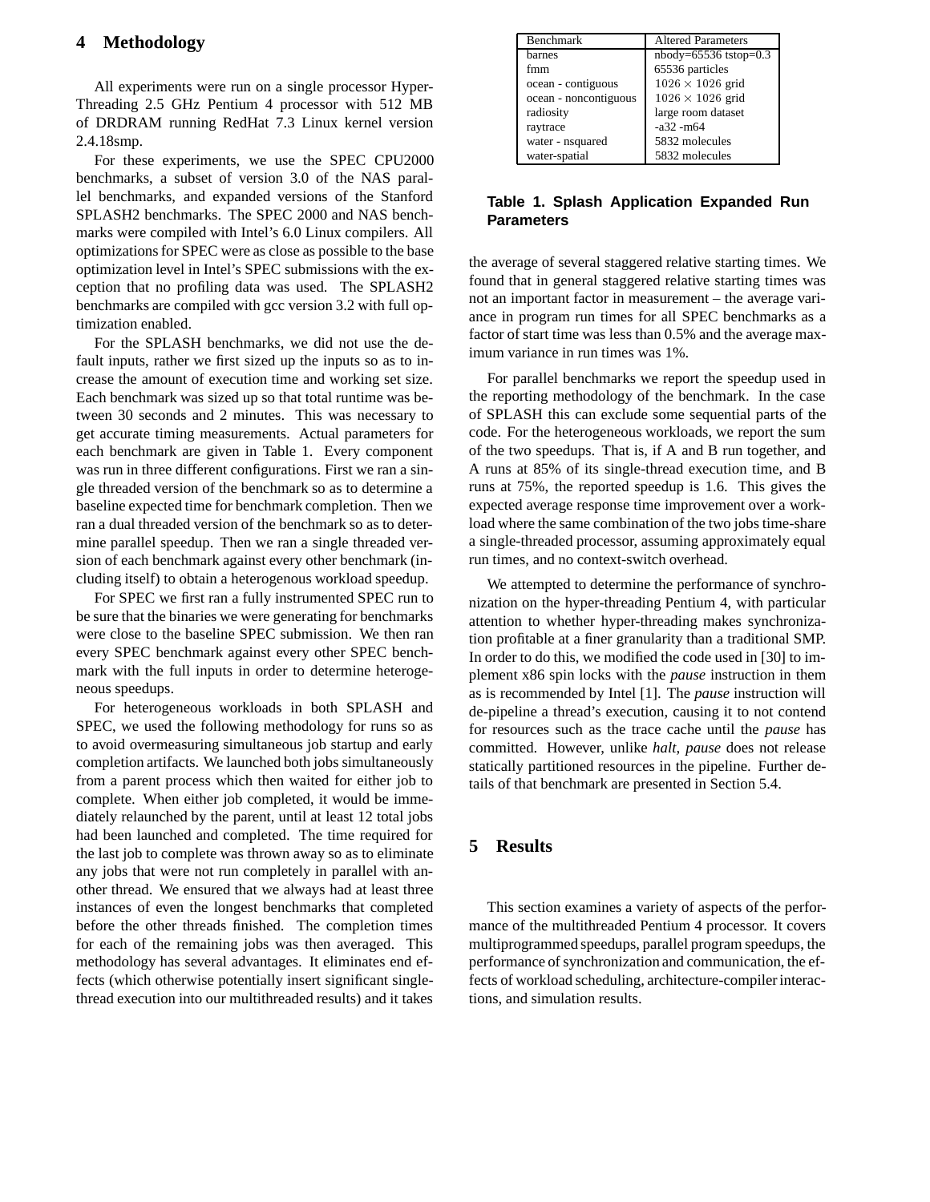## 4 Methodology

All experiments were run on a single processor Hyper-Threading 2.5 GHz Pentium 4 processor with 512 MB of DRDRAM running RedHat 7.3 Linux kernel version 2.4.18smp.

For these experiments, we use the SPEC CPU2000 benchmarks, a subset of version 3.0 of the NAS parallel benchmarks, and expanded versions of the Stanford SPLASH2 benchmarks. The SPEC 2000 and NAS benchmarks were compiled with Intel's 6.0 Linux compilers. All optimizations for SPEC were as close as possible to the base optimization level in Intel's SPEC submissions with the exception that no profiling data was used. The SPLASH2 benchmarks are compiled with gcc version 3.2 with full optimization enabled.

For the SPLASH benchmarks, we did not use the default inputs, rather we first sized up the inputs so as to increase the amount of execution time and working set size. Each benchmark was sized up so that total runtime was between 30 seconds and 2 minutes. This was necessary to get accurate timing measurements. Actual parameters for each benchmark are given in Table 1. Every component was run in three different configurations. First we ran a single threaded version of the benchmark so as to determine a baseline expected time for benchmark completion. Then we ran a dual threaded version of the benchmark so as to determine parallel speedup. Then we ran a single threaded version of each benchmark against every other benchmark (including itself) to obtain a heterogenous workload speedup.

For SPEC we first ran a fully instrumented SPEC run to be sure that the binaries we were generating for benchmarks were close to the baseline SPEC submission. We then ran every SPEC benchmark against every other SPEC benchmark with the full inputs in order to determine heterogeneous speedups.

For heterogeneous workloads in both SPLASH and SPEC, we used the following methodology for runs so as to avoid overmeasuring simultaneous job startup and early completion artifacts. We launched both jobs simultaneously from a parent process which then waited for either job to complete. When either job completed, it would be immediately relaunched by the parent, until at least 12 total jobs had been launched and completed. The time required for the last job to complete was thrown away so as to eliminate any jobs that were not run completely in parallel with another thread. We ensured that we always had at least three instances of even the longest benchmarks that completed before the other threads finished. The completion times for each of the remaining jobs was then averaged. This methodology has several advantages. It eliminates end effects (which otherwise potentially insert significant single-thread execution into our multithreaded results) and it takes the average of several staggered relative starting times. We found that in general staggered relative starting times was not an important factor in measurement – the average variance in program run times for all SPEC benchmarks as a factor of start time was less than 0.5% and the average maximum variance in run times was 1%.

| Benchmark | Altered Parameters |
|---|---|
| barnes | nbody=65536 tstop=0.3 |
| fmm | 65536 particles |
| ocean - contiguous | $1026 \times 1026$ grid |
| ocean - noncontiguous | $1026 \times 1026$ grid |
| radiosity | large room dataset |
| raytrace | -a32 -m64 |
| water - nsquared | 5832 molecules |
| water-spatial | 5832 molecules |

**Table 1. Splash Application Expanded Run Parameters**

For parallel benchmarks we report the speedup used in the reporting methodology of the benchmark. In the case of SPLASH this can exclude some sequential parts of the code. For the heterogeneous workloads, we report the sum of the two speedups. That is, if A and B run together, and A runs at 85% of its single-thread execution time, and B runs at 75%, the reported speedup is 1.6. This gives the expected average response time improvement over a workload where the same combination of the two jobs time-share a single-threaded processor, assuming approximately equal run times, and no context-switch overhead.

We attempted to determine the performance of synchronization on the hyper-threading Pentium 4, with particular attention to whether hyper-threading makes synchronization profitable at a finer granularity than a traditional SMP. In order to do this, we modified the code used in [30] to implement x86 spin locks with the *pause* instruction in them as is recommended by Intel [1]. The *pause* instruction will de-pipeline a thread's execution, causing it to not contend for resources such as the trace cache until the *pause* has committed. However, unlike *halt*, *pause* does not release statically partitioned resources in the pipeline. Further details of that benchmark are presented in Section 5.4.

## 5 Results

This section examines a variety of aspects of the performance of the multithreaded Pentium 4 processor. It covers multiprogrammed speedups, parallel program speedups, the performance of synchronization and communication, the effects of workload scheduling, architecture-compiler interactions, and simulation results.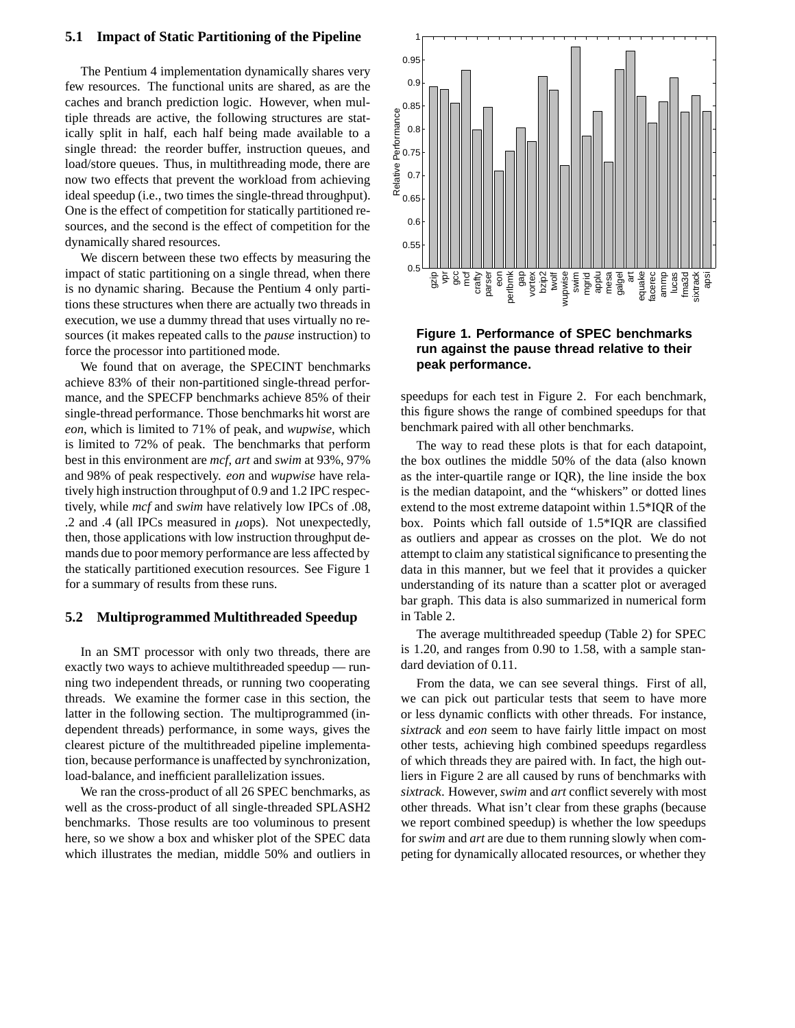### 5.1 Impact of Static Partitioning of the Pipeline

The Pentium 4 implementation dynamically shares very few resources. The functional units are shared, as are the caches and branch prediction logic. However, when multiple threads are active, the following structures are statically split in half, each half being made available to a single thread: the reorder buffer, instruction queues, and load/store queues. Thus, in multithreading mode, there are now two effects that prevent the workload from achieving ideal speedup (i.e., two times the single-thread throughput). One is the effect of competition for statically partitioned resources, and the second is the effect of competition for the dynamically shared resources.

We discern between these two effects by measuring the impact of static partitioning on a single thread, when there is no dynamic sharing. Because the Pentium 4 only partitions these structures when there are actually two threads in execution, we use a dummy thread that uses virtually no resources (it makes repeated calls to the *pause* instruction) to force the processor into partitioned mode.

We found that on average, the SPECINT benchmarks achieve 83% of their non-partitioned single-thread performance, and the SPECFP benchmarks achieve 85% of their single-thread performance. Those benchmarks hit worst are *eon*, which is limited to 71% of peak, and *wupwise*, which is limited to 72% of peak. The benchmarks that perform best in this environment are *mcf*, *art* and *swim* at 93%, 97% and 98% of peak respectively. *eon* and *wupwise* have relatively high instruction throughput of 0.9 and 1.2 IPC respectively, while *mcf* and *swim* have relatively low IPCs of .08, .2 and .4 (all IPCs measured in $\mu$ops). Not unexpectedly, then, those applications with low instruction throughput demands due to poor memory performance are less affected by the statically partitioned execution resources. See Figure 1 for a summary of results from these runs.

**Figure 1. Performance of SPEC benchmarks run against the pause thread relative to their peak performance.**

### 5.2 Multiprogrammed Multithreaded Speedup

In an SMT processor with only two threads, there are exactly two ways to achieve multithreaded speedup — running two independent threads, or running two cooperating threads. We examine the former case in this section, the latter in the following section. The multiprogrammed (independent threads) performance, in some ways, gives the clearest picture of the multithreaded pipeline implementation, because performance is unaffected by synchronization, load-balance, and inefficient parallelization issues.

We ran the cross-product of all 26 SPEC benchmarks, as well as the cross-product of all single-threaded SPLASH2 benchmarks. Those results are too voluminous to present here, so we show a box and whisker plot of the SPEC data which illustrates the median, middle 50% and outliers in speedups for each test in Figure 2. For each benchmark, this figure shows the range of combined speedups for that benchmark paired with all other benchmarks.

The way to read these plots is that for each datapoint, the box outlines the middle 50% of the data (also known as the inter-quartile range or IQR), the line inside the box is the median datapoint, and the "whiskers" or dotted lines extend to the most extreme datapoint within 1.5*IQR of the box. Points which fall outside of 1.5*IQR are classified as outliers and appear as crosses on the plot. We do not attempt to claim any statistical significance to presenting the data in this manner, but we feel that it provides a quicker understanding of its nature than a scatter plot or averaged bar graph. This data is also summarized in numerical form in Table 2.

The average multithreaded speedup (Table 2) for SPEC is 1.20, and ranges from 0.90 to 1.58, with a sample standard deviation of 0.11.

From the data, we can see several things. First of all, we can pick out particular tests that seem to have more or less dynamic conflicts with other threads. For instance, *sixtrack* and *eon* seem to have fairly little impact on most other tests, achieving high combined speedups regardless of which threads they are paired with. In fact, the high outliers in Figure 2 are all caused by runs of benchmarks with *sixtrack*. However, *swim* and *art* conflict severely with most other threads. What isn't clear from these graphs (because we report combined speedup) is whether the low speedups for *swim* and *art* are due to them running slowly when competing for dynamically allocated resources, or whether they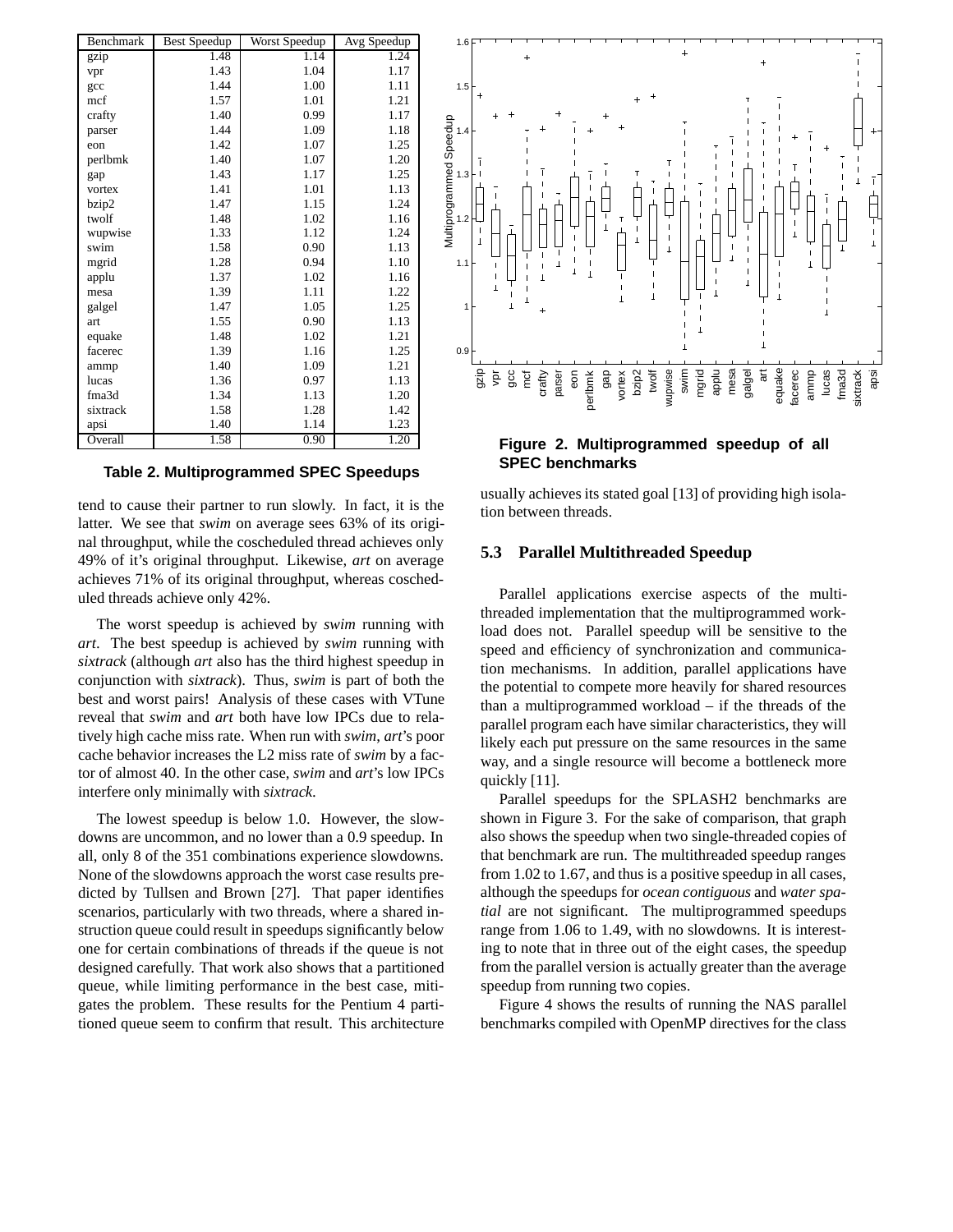| Benchmark | Best Speedup | Worst Speedup | Avg Speedup |
|---|---|---|---|
| gzip | 1.48 | 1.14 | 1.24 |
| vpr | 1.43 | 1.04 | 1.17 |
| gcc | 1.44 | 1.00 | 1.11 |
| mcf | 1.57 | 1.01 | 1.21 |
| crafty | 1.40 | 0.99 | 1.17 |
| parser | 1.44 | 1.09 | 1.18 |
| eon | 1.42 | 1.07 | 1.25 |
| perlbmk | 1.40 | 1.07 | 1.20 |
| gap | 1.43 | 1.17 | 1.25 |
| vortex | 1.41 | 1.01 | 1.13 |
| bzip2 | 1.47 | 1.15 | 1.24 |
| twolf | 1.48 | 1.02 | 1.16 |
| wupwise | 1.33 | 1.12 | 1.24 |
| swim | 1.58 | 0.90 | 1.13 |
| mgrid | 1.28 | 0.94 | 1.10 |
| applu | 1.37 | 1.02 | 1.16 |
| mesa | 1.39 | 1.11 | 1.22 |
| galgel | 1.47 | 1.05 | 1.25 |
| art | 1.55 | 0.90 | 1.13 |
| equake | 1.48 | 1.02 | 1.21 |
| facerec | 1.39 | 1.16 | 1.25 |
| ammp | 1.40 | 1.09 | 1.21 |
| lucas | 1.36 | 0.97 | 1.13 |
| fma3d | 1.34 | 1.13 | 1.20 |
| sixtrack | 1.58 | 1.28 | 1.42 |
| apsi | 1.40 | 1.14 | 1.23 |
| Overall | 1.58 | 0.90 | 1.20 |

**Table 2. Multiprogrammed SPEC Speedups**

tend to cause their partner to run slowly. In fact, it is the latter. We see that *swim* on average sees 63% of its original throughput, while the coscheduled thread achieves only 49% of it's original throughput. Likewise, *art* on average achieves 71% of its original throughput, whereas coscheduled threads achieve only 42%.

The worst speedup is achieved by *swim* running with *art*. The best speedup is achieved by *swim* running with *sixtrack* (although *art* also has the third highest speedup in conjunction with *sixtrack*). Thus, *swim* is part of both the best and worst pairs! Analysis of these cases with VTune reveal that *swim* and *art* both have low IPCs due to relatively high cache miss rate. When run with *swim*, *art*'s poor cache behavior increases the L2 miss rate of *swim* by a factor of almost 40. In the other case, *swim* and *art*'s low IPCs interfere only minimally with *sixtrack*.

The lowest speedup is below 1.0. However, the slowdowns are uncommon, and no lower than a 0.9 speedup. In all, only 8 of the 351 combinations experience slowdowns. None of the slowdowns approach the worst case results predicted by Tullsen and Brown [27]. That paper identifies scenarios, particularly with two threads, where a shared instruction queue could result in speedups significantly below one for certain combinations of threads if the queue is not designed carefully. That work also shows that a partitioned queue, while limiting performance in the best case, mitigates the problem. These results for the Pentium 4 partitioned queue seem to confirm that result. This architecture usually achieves its stated goal [13] of providing high isolation between threads.

**Figure 2. Multiprogrammed speedup of all SPEC benchmarks**

### 5.3 Parallel Multithreaded Speedup

Parallel applications exercise aspects of the multithreaded implementation that the multiprogrammed workload does not. Parallel speedup will be sensitive to the speed and efficiency of synchronization and communication mechanisms. In addition, parallel applications have the potential to compete more heavily for shared resources than a multiprogrammed workload – if the threads of the parallel program each have similar characteristics, they will likely each put pressure on the same resources in the same way, and a single resource will become a bottleneck more quickly [11].

Parallel speedups for the SPLASH2 benchmarks are shown in Figure 3. For the sake of comparison, that graph also shows the speedup when two single-threaded copies of that benchmark are run. The multithreaded speedup ranges from 1.02 to 1.67, and thus is a positive speedup in all cases, although the speedups for *ocean contiguous* and *water spatial* are not significant. The multiprogrammed speedups range from 1.06 to 1.49, with no slowdowns. It is interesting to note that in three out of the eight cases, the speedup from the parallel version is actually greater than the average speedup from running two copies.

Figure 4 shows the results of running the NAS parallel benchmarks compiled with OpenMP directives for the class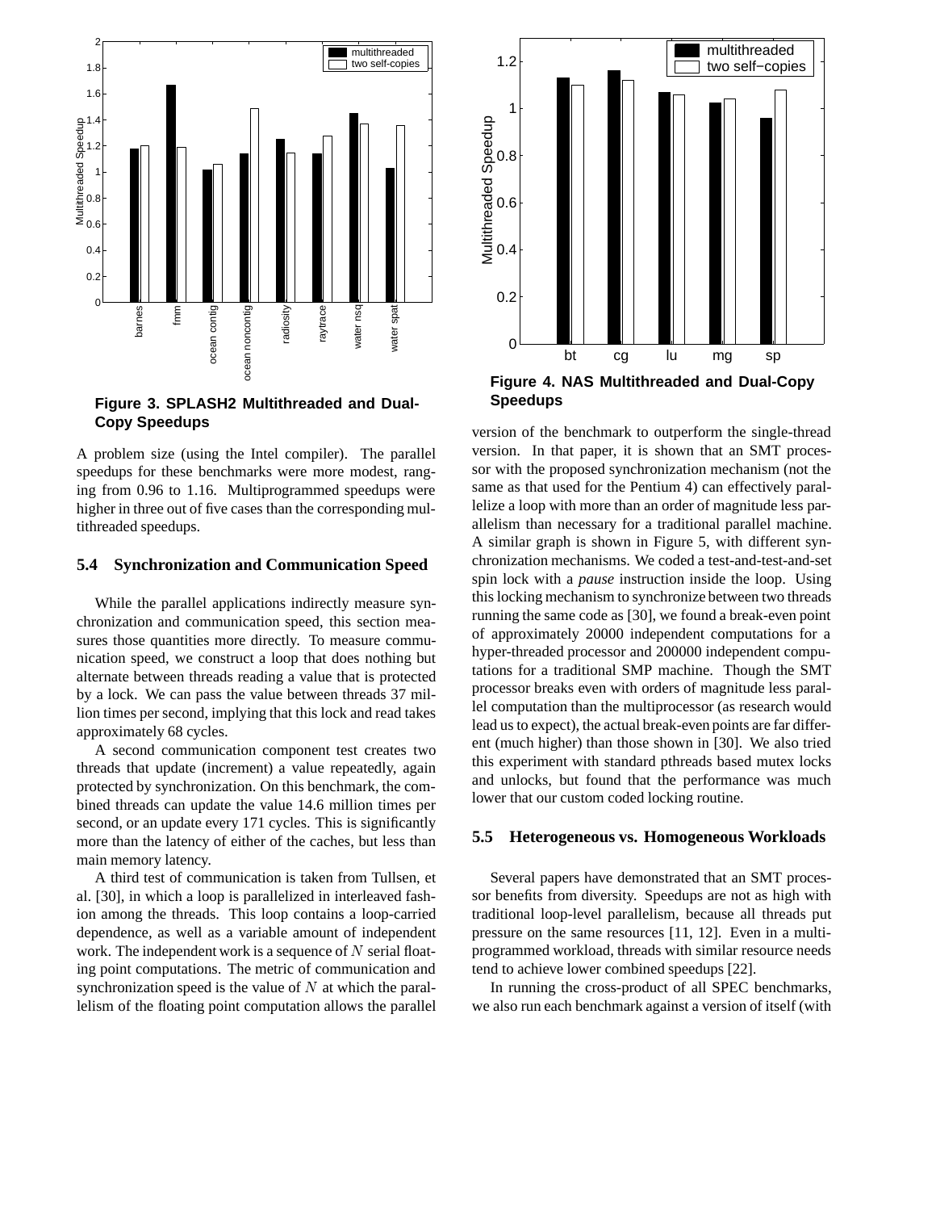**Figure 3. SPLASH2 Multithreaded and Dual-Copy Speedups**

A problem size (using the Intel compiler). The parallel speedups for these benchmarks were more modest, ranging from 0.96 to 1.16. Multiprogrammed speedups were higher in three out of five cases than the corresponding multithreaded speedups.

### 5.4 Synchronization and Communication Speed

While the parallel applications indirectly measure synchronization and communication speed, this section measures those quantities more directly. To measure communication speed, we construct a loop that does nothing but alternate between threads reading a value that is protected by a lock. We can pass the value between threads 37 million times per second, implying that this lock and read takes approximately 68 cycles.

A second communication component test creates two threads that update (increment) a value repeatedly, again protected by synchronization. On this benchmark, the combined threads can update the value 14.6 million times per second, or an update every 171 cycles. This is significantly more than the latency of either of the caches, but less than main memory latency.

A third test of communication is taken from Tullsen, et al. [30], in which a loop is parallelized in interleaved fashion among the threads. This loop contains a loop-carried dependence, as well as a variable amount of independent work. The independent work is a sequence of $N$ serial floating point computations. The metric of communication and synchronization speed is the value of $N$ at which the parallelism of the floating point computation allows the parallel version of the benchmark to outperform the single-thread version. In that paper, it is shown that an SMT processor with the proposed synchronization mechanism (not the same as that used for the Pentium 4) can effectively parallelize a loop with more than an order of magnitude less parallelism than necessary for a traditional parallel machine. A similar graph is shown in Figure 5, with different synchronization mechanisms. We coded a test-and-test-and-set spin lock with a *pause* instruction inside the loop. Using this locking mechanism to synchronize between two threads running the same code as [30], we found a break-even point of approximately 20000 independent computations for a hyper-threaded processor and 200000 independent computations for a traditional SMP machine. Though the SMT processor breaks even with orders of magnitude less parallel computation than the multiprocessor (as research would lead us to expect), the actual break-even points are far different (much higher) than those shown in [30]. We also tried this experiment with standard pthreads based mutex locks and unlocks, but found that the performance was much lower that our custom coded locking routine.

**Figure 4. NAS Multithreaded and Dual-Copy Speedups**

### 5.5 Heterogeneous vs. Homogeneous Workloads

Several papers have demonstrated that an SMT processor benefits from diversity. Speedups are not as high with traditional loop-level parallelism, because all threads put pressure on the same resources [11, 12]. Even in a multiprogrammed workload, threads with similar resource needs tend to achieve lower combined speedups [22].

In running the cross-product of all SPEC benchmarks, we also run each benchmark against a version of itself (with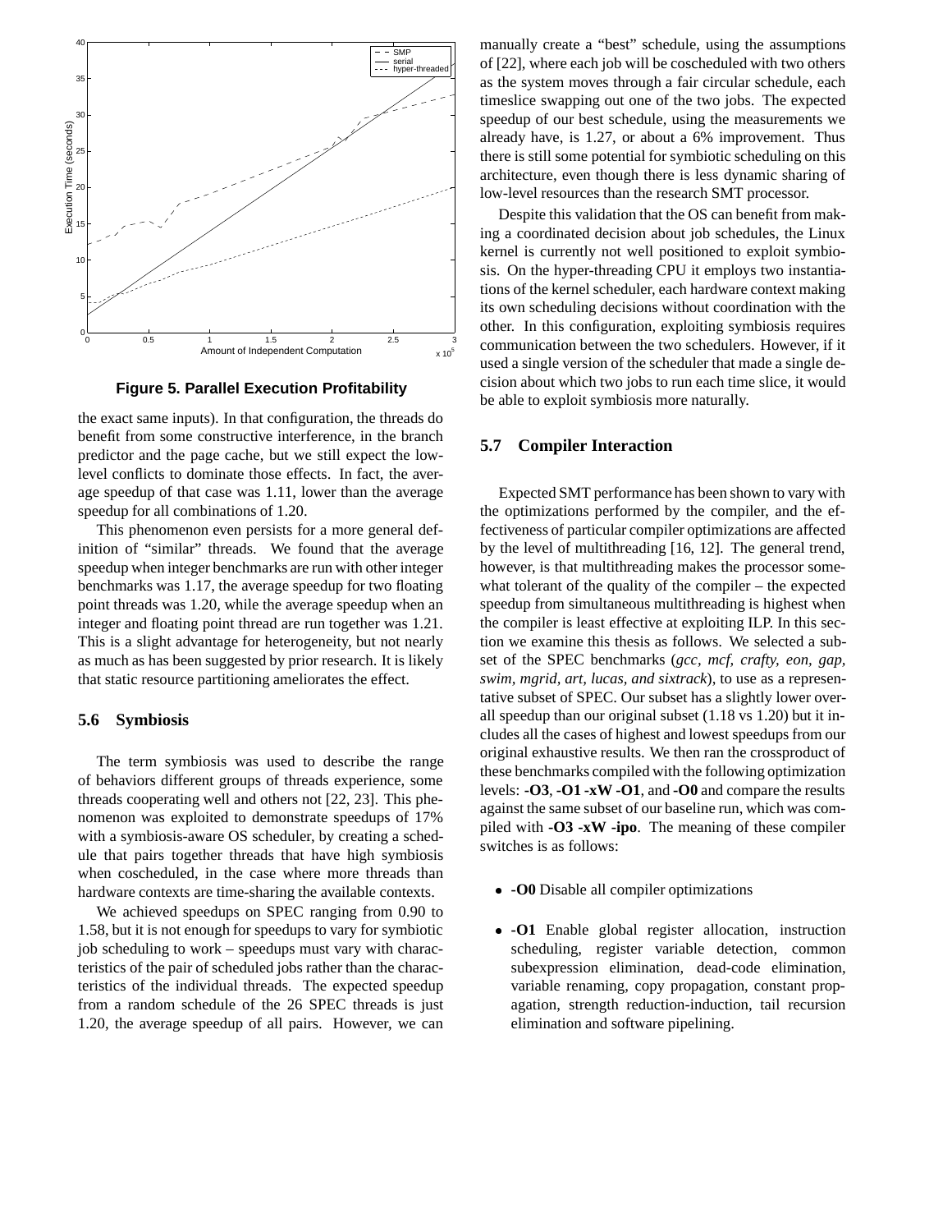**Figure 5. Parallel Execution Profitability**

the exact same inputs). In that configuration, the threads do benefit from some constructive interference, in the branch predictor and the page cache, but we still expect the low-level conflicts to dominate those effects. In fact, the average speedup of that case was 1.11, lower than the average speedup for all combinations of 1.20.

This phenomenon even persists for a more general definition of "similar" threads. We found that the average speedup when integer benchmarks are run with other integer benchmarks was 1.17, the average speedup for two floating point threads was 1.20, while the average speedup when an integer and floating point thread are run together was 1.21. This is a slight advantage for heterogeneity, but not nearly as much as has been suggested by prior research. It is likely that static resource partitioning ameliorates the effect.

### 5.6 Symbiosis

The term symbiosis was used to describe the range of behaviors different groups of threads experience, some threads cooperating well and others not [22, 23]. This phenomenon was exploited to demonstrate speedups of 17% with a symbiosis-aware OS scheduler, by creating a schedule that pairs together threads that have high symbiosis when coscheduled, in the case where more threads than hardware contexts are time-sharing the available contexts.

We achieved speedups on SPEC ranging from 0.90 to 1.58, but it is not enough for speedups to vary for symbiotic job scheduling to work – speedups must vary with characteristics of the pair of scheduled jobs rather than the characteristics of the individual threads. The expected speedup from a random schedule of the 26 SPEC threads is just 1.20, the average speedup of all pairs. However, we can manually create a "best" schedule, using the assumptions of [22], where each job will be coscheduled with two others as the system moves through a fair circular schedule, each timeslice swapping out one of the two jobs. The expected speedup of our best schedule, using the measurements we already have, is 1.27, or about a 6% improvement. Thus there is still some potential for symbiotic scheduling on this architecture, even though there is less dynamic sharing of low-level resources than the research SMT processor.

Despite this validation that the OS can benefit from making a coordinated decision about job schedules, the Linux kernel is currently not well positioned to exploit symbiosis. On the hyper-threading CPU it employs two instantiations of the kernel scheduler, each hardware context making its own scheduling decisions without coordination with the other. In this configuration, exploiting symbiosis requires communication between the two schedulers. However, if it used a single version of the scheduler that made a single decision about which two jobs to run each time slice, it would be able to exploit symbiosis more naturally.

### 5.7 Compiler Interaction

Expected SMT performance has been shown to vary with the optimizations performed by the compiler, and the effectiveness of particular compiler optimizations are affected by the level of multithreading [16, 12]. The general trend, however, is that multithreading makes the processor somewhat tolerant of the quality of the compiler – the expected speedup from simultaneous multithreading is highest when the compiler is least effective at exploiting ILP. In this section we examine this thesis as follows. We selected a subset of the SPEC benchmarks (*gcc, mcf, crafty, eon, gap, swim, mgrid, art, lucas, and sixtrack*), to use as a representative subset of SPEC. Our subset has a slightly lower overall speedup than our original subset (1.18 vs 1.20) but it includes all the cases of highest and lowest speedups from our original exhaustive results. We then ran the crossproduct of these benchmarks compiled with the following optimization levels: **-O3**, **-O1 -xW -O1**, and **-O0** and compare the results against the same subset of our baseline run, which was compiled with **-O3 -xW -ipo**. The meaning of these compiler switches is as follows:

- **-O0** Disable all compiler optimizations
- **-O1** Enable global register allocation, instruction scheduling, register variable detection, common subexpression elimination, dead-code elimination, variable renaming, copy propagation, constant propagation, strength reduction-induction, tail recursion elimination and software pipelining.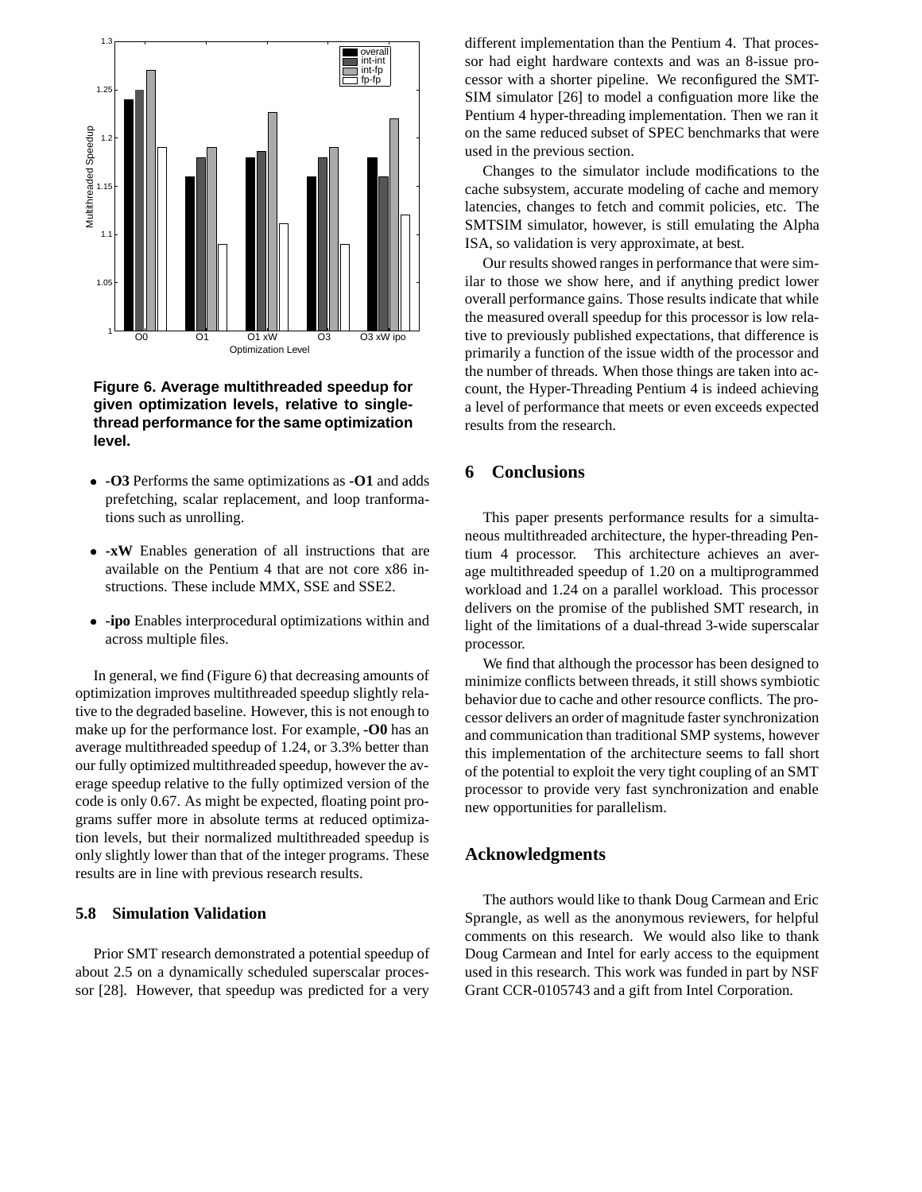Figure 6. Average multithreaded speedup for given optimization levels, relative to single-thread performance for the same optimization level.

- **-O3** Performs the same optimizations as **-O1** and adds prefetching, scalar replacement, and loop tranformations such as unrolling.
- **-xW** Enables generation of all instructions that are available on the Pentium 4 that are not core x86 instructions. These include MMX, SSE and SSE2.
- **-ipo** Enables interprocedural optimizations within and across multiple files.

In general, we find (Figure 6) that decreasing amounts of optimization improves multithreaded speedup slightly relative to the degraded baseline. However, this is not enough to make up for the performance lost. For example, **-O0** has an average multithreaded speedup of 1.24, or 3.3% better than our fully optimized multithreaded speedup, however the average speedup relative to the fully optimized version of the code is only 0.67. As might be expected, floating point programs suffer more in absolute terms at reduced optimization levels, but their normalized multithreaded speedup is only slightly lower than that of the integer programs. These results are in line with previous research results.

### 5.8 Simulation Validation

Prior SMT research demonstrated a potential speedup of about 2.5 on a dynamically scheduled superscalar processor [28]. However, that speedup was predicted for a very different implementation than the Pentium 4. That processor had eight hardware contexts and was an 8-issue processor with a shorter pipeline. We reconfigured the SMT-SIM simulator [26] to model a configuation more like the Pentium 4 hyper-threading implementation. Then we ran it on the same reduced subset of SPEC benchmarks that were used in the previous section.

Changes to the simulator include modifications to the cache subsystem, accurate modeling of cache and memory latencies, changes to fetch and commit policies, etc. The SMTSIM simulator, however, is still emulating the Alpha ISA, so validation is very approximate, at best.

Our results showed ranges in performance that were similar to those we show here, and if anything predict lower overall performance gains. Those results indicate that while the measured overall speedup for this processor is low relative to previously published expectations, that difference is primarily a function of the issue width of the processor and the number of threads. When those things are taken into account, the Hyper-Threading Pentium 4 is indeed achieving a level of performance that meets or even exceeds expected results from the research.

## 6 Conclusions

This paper presents performance results for a simultaneous multithreaded architecture, the hyper-threading Pentium 4 processor. This architecture achieves an average multithreaded speedup of 1.20 on a multiprogrammed workload and 1.24 on a parallel workload. This processor delivers on the promise of the published SMT research, in light of the limitations of a dual-thread 3-wide superscalar processor.

We find that although the processor has been designed to minimize conflicts between threads, it still shows symbiotic behavior due to cache and other resource conflicts. The processor delivers an order of magnitude faster synchronization and communication than traditional SMP systems, however this implementation of the architecture seems to fall short of the potential to exploit the very tight coupling of an SMT processor to provide very fast synchronization and enable new opportunities for parallelism.

## Acknowledgments

The authors would like to thank Doug Carmean and Eric Sprangle, as well as the anonymous reviewers, for helpful comments on this research. We would also like to thank Doug Carmean and Intel for early access to the equipment used in this research. This work was funded in part by NSF Grant CCR-0105743 and a gift from Intel Corporation.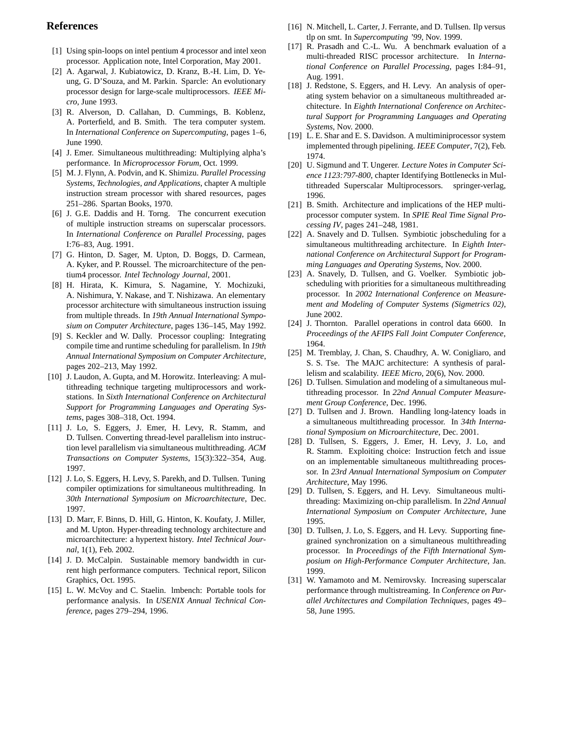## References

[1] Using spin-loops on intel pentium 4 processor and intel xeon processor. Application note, Intel Corporation, May 2001.

[2] A. Agarwal, J. Kubiatowicz, D. Kranz, B.-H. Lim, D. Yeung, G. D'Souza, and M. Parkin. Sparcle: An evolutionary processor design for large-scale multiprocessors. *IEEE Micro*, June 1993.

[3] R. Alverson, D. Callahan, D. Cummings, B. Koblenz, A. Porterfield, and B. Smith. The tera computer system. In *International Conference on Supercomputing*, pages 1–6, June 1990.

[4] J. Emer. Simultaneous multithreading: Multiplying alpha's performance. In *Microprocessor Forum*, Oct. 1999.

[5] M. J. Flynn, A. Podvin, and K. Shimizu. *Parallel Processing Systems, Technologies, and Applications*, chapter A multiple instruction stream processor with shared resources, pages 251–286. Spartan Books, 1970.

[6] J. G.E. Daddis and H. Torng. The concurrent execution of multiple instruction streams on superscalar processors. In *International Conference on Parallel Processing*, pages I:76–83, Aug. 1991.

[7] G. Hinton, D. Sager, M. Upton, D. Boggs, D. Carmean, A. Kyker, and P. Roussel. The microarchitecture of the pentium4 processor. *Intel Technology Journal*, 2001.

[8] H. Hirata, K. Kimura, S. Nagamine, Y. Mochizuki, A. Nishimura, Y. Nakase, and T. Nishizawa. An elementary processor architecture with simultaneous instruction issuing from multiple threads. In *19th Annual International Symposium on Computer Architecture*, pages 136–145, May 1992.

[9] S. Keckler and W. Dally. Processor coupling: Integrating compile time and runtime scheduling for parallelism. In *19th Annual International Symposium on Computer Architecture*, pages 202–213, May 1992.

[10] J. Laudon, A. Gupta, and M. Horowitz. Interleaving: A multithreading technique targeting multiprocessors and workstations. In *Sixth International Conference on Architectural Support for Programming Languages and Operating Systems*, pages 308–318, Oct. 1994.

[11] J. Lo, S. Eggers, J. Emer, H. Levy, R. Stamm, and D. Tullsen. Converting thread-level parallelism into instruction level parallelism via simultaneous multithreading. *ACM Transactions on Computer Systems*, 15(3):322–354, Aug. 1997.

[12] J. Lo, S. Eggers, H. Levy, S. Parekh, and D. Tullsen. Tuning compiler optimizations for simultaneous multithreading. In *30th International Symposium on Microarchitecture*, Dec. 1997.

[13] D. Marr, F. Binns, D. Hill, G. Hinton, K. Koufaty, J. Miller, and M. Upton. Hyper-threading technology architecture and microarchitecture: a hypertext history. *Intel Technical Journal*, 1(1), Feb. 2002.

[14] J. D. McCalpin. Sustainable memory bandwidth in current high performance computers. Technical report, Silicon Graphics, Oct. 1995.

[15] L. W. McVoy and C. Staelin. lmbench: Portable tools for performance analysis. In *USENIX Annual Technical Conference*, pages 279–294, 1996.

[16] N. Mitchell, L. Carter, J. Ferrante, and D. Tullsen. Ilp versus tlp on smt. In *Supercomputing '99*, Nov. 1999.

[17] R. Prasadh and C.-L. Wu. A benchmark evaluation of a multi-threaded RISC processor architecture. In *International Conference on Parallel Processing*, pages I:84–91, Aug. 1991.

[18] J. Redstone, S. Eggers, and H. Levy. An analysis of operating system behavior on a simultaneous multithreaded architecture. In *Eighth International Conference on Architectural Support for Programming Languages and Operating Systems*, Nov. 2000.

[19] L. E. Shar and E. S. Davidson. A multiminiprocessor system implemented through pipelining. *IEEE Computer*, 7(2), Feb. 1974.

[20] U. Sigmund and T. Ungerer. *Lecture Notes in Computer Science 1123:797-800*, chapter Identifying Bottlenecks in Multithreaded Superscalar Multiprocessors. springer-verlag, 1996.

[21] B. Smith. Architecture and implications of the HEP multiprocessor computer system. In *SPIE Real Time Signal Processing IV*, pages 241–248, 1981.

[22] A. Snavely and D. Tullsen. Symbiotic jobscheduling for a simultaneous multithreading architecture. In *Eighth International Conference on Architectural Support for Programming Languages and Operating Systems*, Nov. 2000.

[23] A. Snavely, D. Tullsen, and G. Voelker. Symbiotic jobscheduling with priorities for a simultaneous multithreading processor. In *2002 International Conference on Measurement and Modeling of Computer Systems (Sigmetrics 02)*, June 2002.

[24] J. Thornton. Parallel operations in control data 6600. In *Proceedings of the AFIPS Fall Joint Computer Conference*, 1964.

[25] M. Tremblay, J. Chan, S. Chaudhry, A. W. Conigliaro, and S. S. Tse. The MAJC architecture: A synthesis of parallelism and scalability. *IEEE Micro*, 20(6), Nov. 2000.

[26] D. Tullsen. Simulation and modeling of a simultaneous multithreading processor. In *22nd Annual Computer Measurement Group Conference*, Dec. 1996.

[27] D. Tullsen and J. Brown. Handling long-latency loads in a simultaneous multithreading processor. In *34th International Symposium on Microarchitecture*, Dec. 2001.

[28] D. Tullsen, S. Eggers, J. Emer, H. Levy, J. Lo, and R. Stamm. Exploiting choice: Instruction fetch and issue on an implementable simultaneous multithreading processor. In *23rd Annual International Symposium on Computer Architecture*, May 1996.

[29] D. Tullsen, S. Eggers, and H. Levy. Simultaneous multithreading: Maximizing on-chip parallelism. In *22nd Annual International Symposium on Computer Architecture*, June 1995.

[30] D. Tullsen, J. Lo, S. Eggers, and H. Levy. Supporting fine-grained synchronization on a simultaneous multithreading processor. In *Proceedings of the Fifth International Symposium on High-Performance Computer Architecture*, Jan. 1999.

[31] W. Yamamoto and M. Nemirovsky. Increasing superscalar performance through multistreaming. In *Conference on Parallel Architectures and Compilation Techniques*, pages 49–58, June 1995.